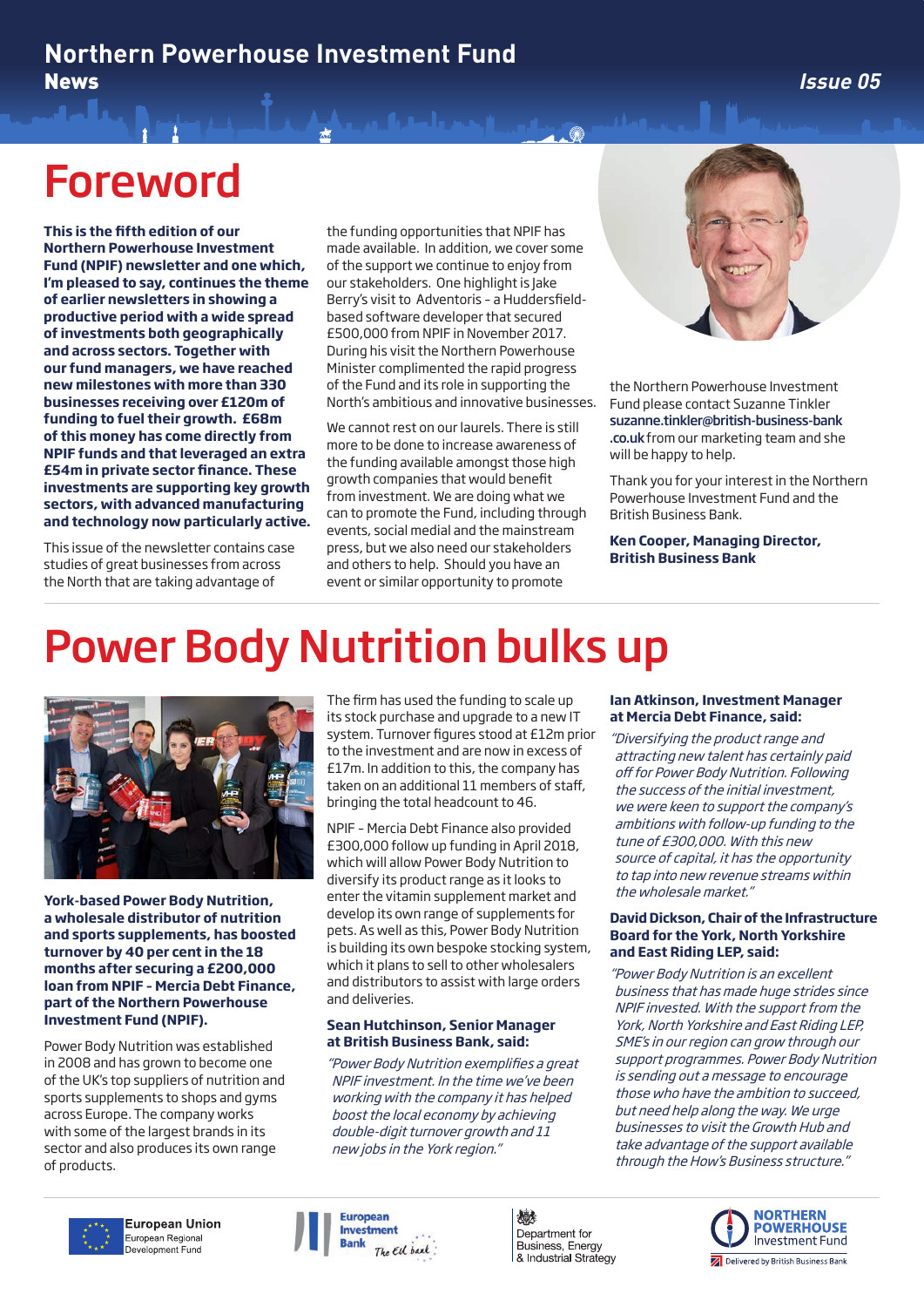# Northern Powerhouse Investment Fund News

Issue 05

## Foreword

**This is the fifth edition of our Northern Powerhouse Investment Fund (NPIF) newsletter and one which, I'm pleased to say, continues the theme of earlier newsletters in showing a productive period with a wide spread of investments both geographically and across sectors. Together with our fund managers, we have reached new milestones with more than 330 businesses receiving over £120m of funding to fuel their growth. £68m of this money has come directly from NPIF funds and that leveraged an extra £54m in private sector finance. These investments are supporting key growth sectors, with advanced manufacturing and technology now particularly active.**

This issue of the newsletter contains case studies of great businesses from across the North that are taking advantage of the funding opportunities that NPIF has made available. In addition, we cover some of the support we continue to enjoy from our stakeholders. One highlight is Jake Berry's visit to Adventoris – a Huddersfield-based software developer that secured £500,000 from NPIF in November 2017. During his visit the Northern Powerhouse Minister complimented the rapid progress of the Fund and its role in supporting the North's ambitious and innovative businesses.

We cannot rest on our laurels. There is still more to be done to increase awareness of the funding available amongst those high growth companies that would benefit from investment. We are doing what we can to promote the Fund, including through events, social medial and the mainstream press, but we also need our stakeholders and others to help. Should you have an event or similar opportunity to promote the Northern Powerhouse Investment Fund please contact Suzanne Tinkler suzanne.tinkler@british-business-bank.co.uk from our marketing team and she will be happy to help.

Thank you for your interest in the Northern Powerhouse Investment Fund and the British Business Bank.

**Ken Cooper, Managing Director, British Business Bank**

## Power Body Nutrition bulks up

**York-based Power Body Nutrition, a wholesale distributor of nutrition and sports supplements, has boosted turnover by 40 per cent in the 18 months after securing a £200,000 loan from NPIF - Mercia Debt Finance, part of the Northern Powerhouse Investment Fund (NPIF).**

Power Body Nutrition was established in 2008 and has grown to become one of the UK's top suppliers of nutrition and sports supplements to shops and gyms across Europe. The company works with some of the largest brands in its sector and also produces its own range of products.

The firm has used the funding to scale up its stock purchase and upgrade to a new IT system. Turnover figures stood at £12m prior to the investment and are now in excess of £17m. In addition to this, the company has taken on an additional 11 members of staff, bringing the total headcount to 46.

NPIF - Mercia Debt Finance also provided £300,000 follow up funding in April 2018, which will allow Power Body Nutrition to diversify its product range as it looks to enter the vitamin supplement market and develop its own range of supplements for pets. As well as this, Power Body Nutrition is building its own bespoke stocking system, which it plans to sell to other wholesalers and distributors to assist with large orders and deliveries.

**Sean Hutchinson, Senior Manager at British Business Bank, said:**

*"Power Body Nutrition exemplifies a great NPIF investment. In the time we've been working with the company it has helped boost the local economy by achieving double-digit turnover growth and 11 new jobs in the York region."*

**Ian Atkinson, Investment Manager at Mercia Debt Finance, said:**

*"Diversifying the product range and attracting new talent has certainly paid off for Power Body Nutrition. Following the success of the initial investment, we were keen to support the company's ambitions with follow-up funding to the tune of £300,000. With this new source of capital, it has the opportunity to tap into new revenue streams within the wholesale market."*

**David Dickson, Chair of the Infrastructure Board for the York, North Yorkshire and East Riding LEP, said:**

*"Power Body Nutrition is an excellent business that has made huge strides since NPIF invested. With the support from the York, North Yorkshire and East Riding LEP, SME's in our region can grow through our support programmes. Power Body Nutrition is sending out a message to encourage those who have the ambition to succeed, but need help along the way. We urge businesses to visit the Growth Hub and take advantage of the support available through the How's Business structure."*

European Union European Regional Development Fund | European Investment Bank The EU bank | Department for Business, Energy & Industrial Strategy | Northern Powerhouse Investment Fund – Delivered by British Business Bank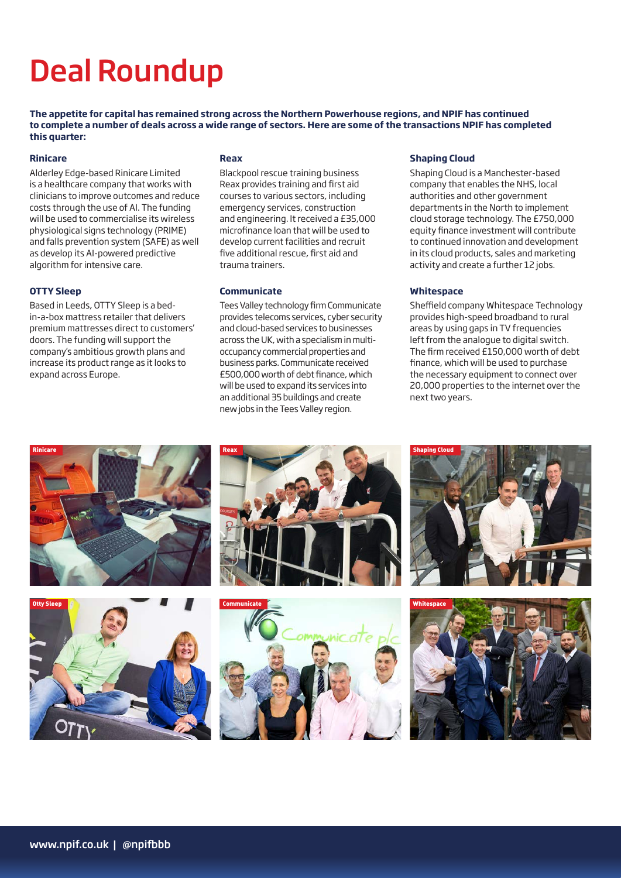# Deal Roundup

**The appetite for capital has remained strong across the Northern Powerhouse regions, and NPIF has continued to complete a number of deals across a wide range of sectors. Here are some of the transactions NPIF has completed this quarter:**

### Rinicare

Alderley Edge-based Rinicare Limited is a healthcare company that works with clinicians to improve outcomes and reduce costs through the use of AI. The funding will be used to commercialise its wireless physiological signs technology (PRIME) and falls prevention system (SAFE) as well as develop its AI-powered predictive algorithm for intensive care.

### OTTY Sleep

Based in Leeds, OTTY Sleep is a bed-in-a-box mattress retailer that delivers premium mattresses direct to customers' doors. The funding will support the company's ambitious growth plans and increase its product range as it looks to expand across Europe.

### Reax

Blackpool rescue training business Reax provides training and first aid courses to various sectors, including emergency services, construction and engineering. It received a £35,000 microfinance loan that will be used to develop current facilities and recruit five additional rescue, first aid and trauma trainers.

### Communicate

Tees Valley technology firm Communicate provides telecoms services, cyber security and cloud-based services to businesses across the UK, with a specialism in multi-occupancy commercial properties and business parks. Communicate received £500,000 worth of debt finance, which will be used to expand its services into an additional 35 buildings and create new jobs in the Tees Valley region.

### Shaping Cloud

Shaping Cloud is a Manchester-based company that enables the NHS, local authorities and other government departments in the North to implement cloud storage technology. The £750,000 equity finance investment will contribute to continued innovation and development in its cloud products, sales and marketing activity and create a further 12 jobs.

### Whitespace

Sheffield company Whitespace Technology provides high-speed broadband to rural areas by using gaps in TV frequencies left from the analogue to digital switch. The firm received £150,000 worth of debt finance, which will be used to purchase the necessary equipment to connect over 20,000 properties to the internet over the next two years.

www.npif.co.uk | @npifbbb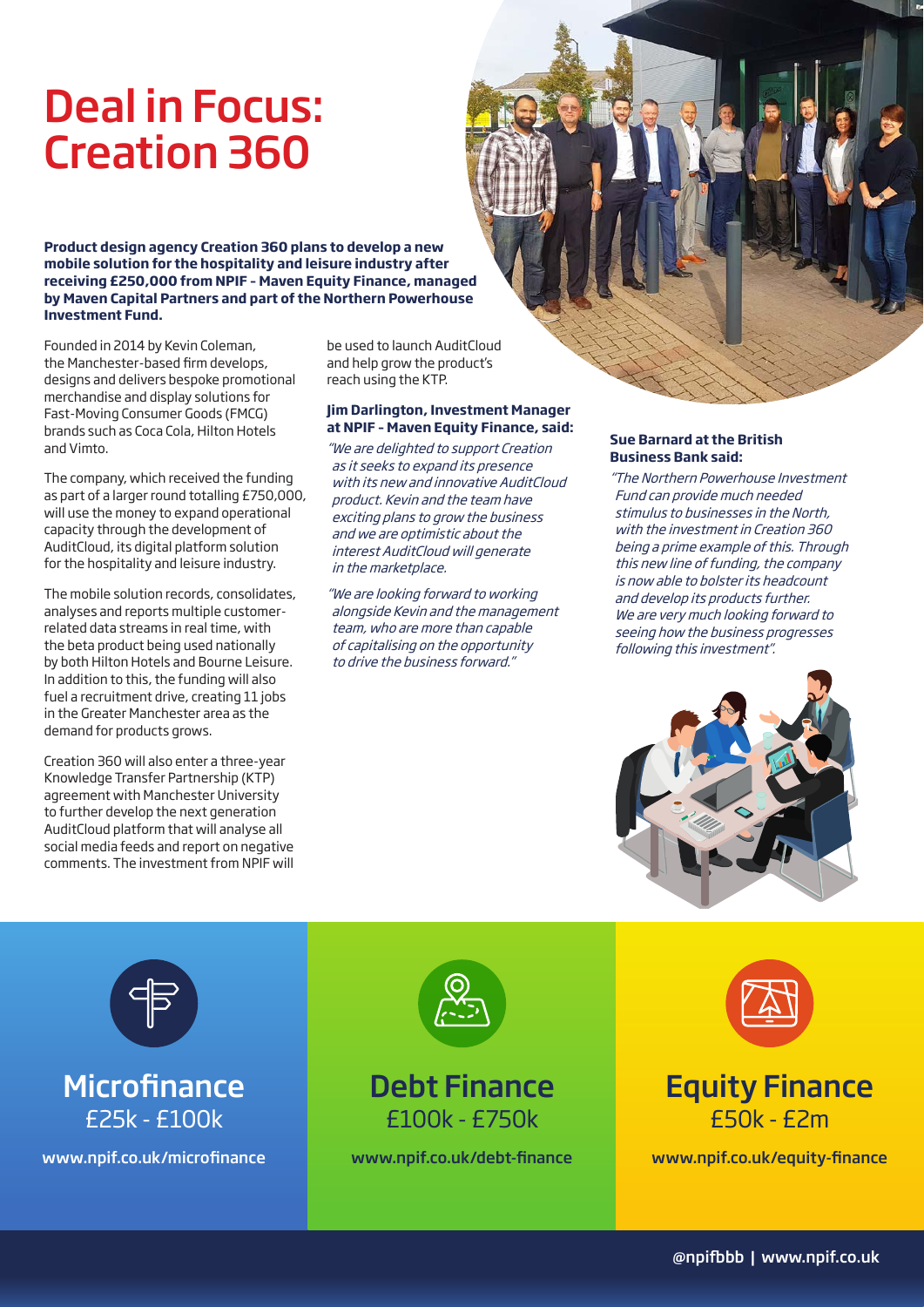# Deal in Focus: Creation 360

**Product design agency Creation 360 plans to develop a new mobile solution for the hospitality and leisure industry after receiving £250,000 from NPIF – Maven Equity Finance, managed by Maven Capital Partners and part of the Northern Powerhouse Investment Fund.**

Founded in 2014 by Kevin Coleman, the Manchester-based firm develops, designs and delivers bespoke promotional merchandise and display solutions for Fast-Moving Consumer Goods (FMCG) brands such as Coca Cola, Hilton Hotels and Vimto.

The company, which received the funding as part of a larger round totalling £750,000, will use the money to expand operational capacity through the development of AuditCloud, its digital platform solution for the hospitality and leisure industry.

The mobile solution records, consolidates, analyses and reports multiple customer-related data streams in real time, with the beta product being used nationally by both Hilton Hotels and Bourne Leisure. In addition to this, the funding will also fuel a recruitment drive, creating 11 jobs in the Greater Manchester area as the demand for products grows.

Creation 360 will also enter a three-year Knowledge Transfer Partnership (KTP) agreement with Manchester University to further develop the next generation AuditCloud platform that will analyse all social media feeds and report on negative comments. The investment from NPIF will be used to launch AuditCloud and help grow the product's reach using the KTP.

**Jim Darlington, Investment Manager at NPIF – Maven Equity Finance, said:**

*"We are delighted to support Creation as it seeks to expand its presence with its new and innovative AuditCloud product. Kevin and the team have exciting plans to grow the business and we are optimistic about the interest AuditCloud will generate in the marketplace.*

*"We are looking forward to working alongside Kevin and the management team, who are more than capable of capitalising on the opportunity to drive the business forward."*

**Sue Barnard at the British Business Bank said:**

*"The Northern Powerhouse Investment Fund can provide much needed stimulus to businesses in the North, with the investment in Creation 360 being a prime example of this. Through this new line of funding, the company is now able to bolster its headcount and develop its products further. We are very much looking forward to seeing how the business progresses following this investment".*

## Microfinance
£25k - £100k

www.npif.co.uk/microfinance

## Debt Finance
£100k - £750k

www.npif.co.uk/debt-finance

## Equity Finance
£50k - £2m

www.npif.co.uk/equity-finance

@npifbbb | www.npif.co.uk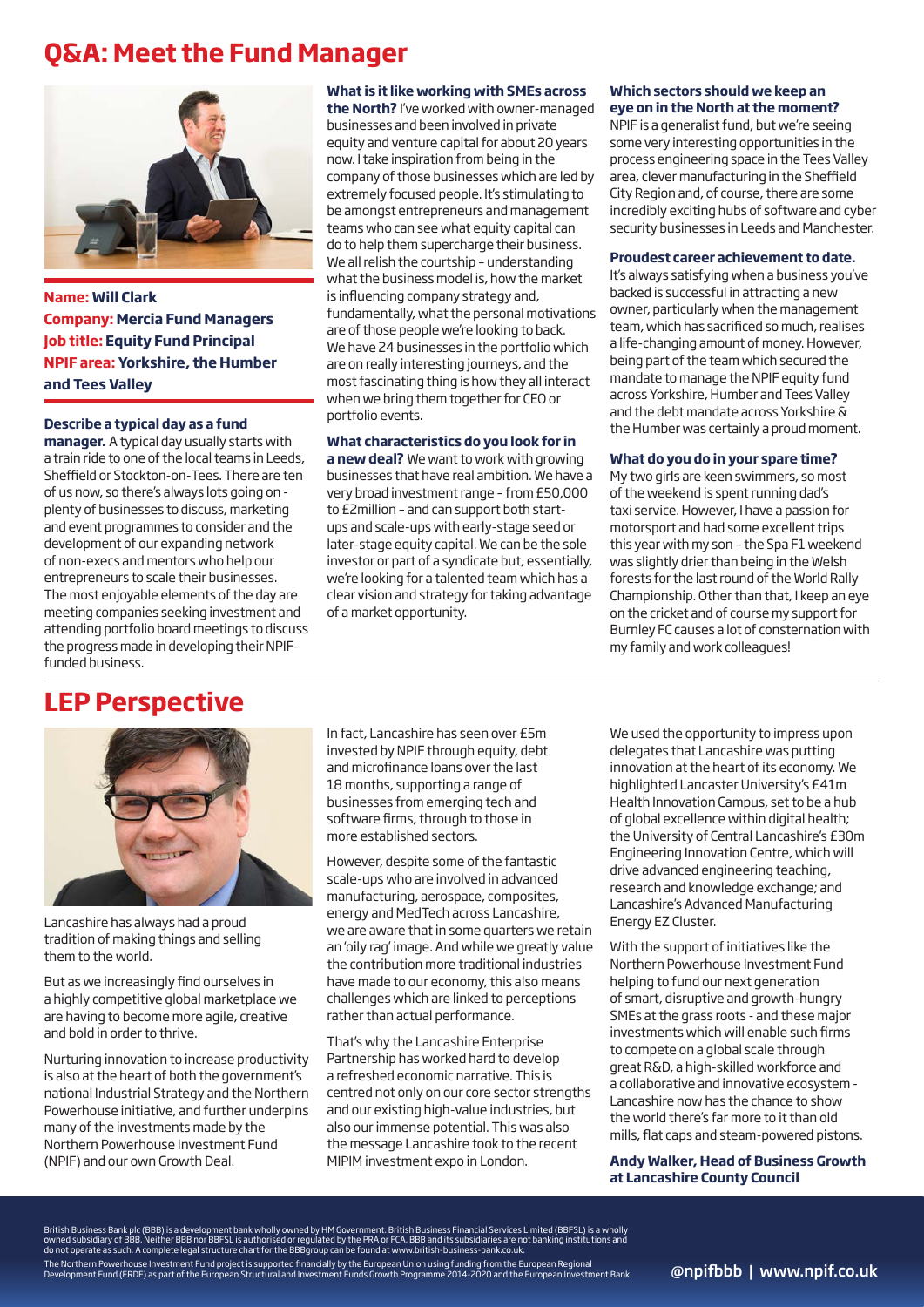## Q&A: Meet the Fund Manager

**Name:** **Will Clark**
**Company:** **Mercia Fund Managers**
**Job title:** **Equity Fund Principal**
**NPIF area:** **Yorkshire, the Humber and Tees Valley**

**Describe a typical day as a fund manager.** A typical day usually starts with a train ride to one of the local teams in Leeds, Sheffield or Stockton-on-Tees. There are ten of us now, so there's always lots going on - plenty of businesses to discuss, marketing and event programmes to consider and the development of our expanding network of non-execs and mentors who help our entrepreneurs to scale their businesses. The most enjoyable elements of the day are meeting companies seeking investment and attending portfolio board meetings to discuss the progress made in developing their NPIF-funded business.

**What is it like working with SMEs across the North?** I've worked with owner-managed businesses and been involved in private equity and venture capital for about 20 years now. I take inspiration from being in the company of those businesses which are led by extremely focused people. It's stimulating to be amongst entrepreneurs and management teams who can see what equity capital can do to help them supercharge their business. We all relish the courtship – understanding what the business model is, how the market is influencing company strategy and, fundamentally, what the personal motivations are of those people we're looking to back. We have 24 businesses in the portfolio which are on really interesting journeys, and the most fascinating thing is how they all interact when we bring them together for CEO or portfolio events.

**What characteristics do you look for in a new deal?** We want to work with growing businesses that have real ambition. We have a very broad investment range – from £50,000 to £2million – and can support both start-ups and scale-ups with early-stage seed or later-stage equity capital. We can be the sole investor or part of a syndicate but, essentially, we're looking for a talented team which has a clear vision and strategy for taking advantage of a market opportunity.

**Which sectors should we keep an eye on in the North at the moment?** NPIF is a generalist fund, but we're seeing some very interesting opportunities in the process engineering space in the Tees Valley area, clever manufacturing in the Sheffield City Region and, of course, there are some incredibly exciting hubs of software and cyber security businesses in Leeds and Manchester.

**Proudest career achievement to date.** It's always satisfying when a business you've backed is successful in attracting a new owner, particularly when the management team, which has sacrificed so much, realises a life-changing amount of money. However, being part of the team which secured the mandate to manage the NPIF equity fund across Yorkshire, Humber and Tees Valley and the debt mandate across Yorkshire & the Humber was certainly a proud moment.

**What do you do in your spare time?** My two girls are keen swimmers, so most of the weekend is spent running dad's taxi service. However, I have a passion for motorsport and had some excellent trips this year with my son – the Spa F1 weekend was slightly drier than being in the Welsh forests for the last round of the World Rally Championship. Other than that, I keep an eye on the cricket and of course my support for Burnley FC causes a lot of consternation with my family and work colleagues!

## LEP Perspective

Lancashire has always had a proud tradition of making things and selling them to the world.

But as we increasingly find ourselves in a highly competitive global marketplace we are having to become more agile, creative and bold in order to thrive.

Nurturing innovation to increase productivity is also at the heart of both the government's national Industrial Strategy and the Northern Powerhouse initiative, and further underpins many of the investments made by the Northern Powerhouse Investment Fund (NPIF) and our own Growth Deal.

In fact, Lancashire has seen over £5m invested by NPIF through equity, debt and microfinance loans over the last 18 months, supporting a range of businesses from emerging tech and software firms, through to those in more established sectors.

However, despite some of the fantastic scale-ups who are involved in advanced manufacturing, aerospace, composites, energy and MedTech across Lancashire, we are aware that in some quarters we retain an 'oily rag' image. And while we greatly value the contribution more traditional industries have made to our economy, this also means challenges which are linked to perceptions rather than actual performance.

That's why the Lancashire Enterprise Partnership has worked hard to develop a refreshed economic narrative. This is centred not only on our core sector strengths and our existing high-value industries, but also our immense potential. This was also the message Lancashire took to the recent MIPIM investment expo in London.

We used the opportunity to impress upon delegates that Lancashire was putting innovation at the heart of its economy. We highlighted Lancaster University's £41m Health Innovation Campus, set to be a hub of global excellence within digital health; the University of Central Lancashire's £30m Engineering Innovation Centre, which will drive advanced engineering teaching, research and knowledge exchange; and Lancashire's Advanced Manufacturing Energy EZ Cluster.

With the support of initiatives like the Northern Powerhouse Investment Fund helping to fund our next generation of smart, disruptive and growth-hungry SMEs at the grass roots - and these major investments which will enable such firms to compete on a global scale through great R&D, a high-skilled workforce and a collaborative and innovative ecosystem - Lancashire now has the chance to show the world there's far more to it than old mills, flat caps and steam-powered pistons.

**Andy Walker, Head of Business Growth at Lancashire County Council**

British Business Bank plc (BBB) is a development bank wholly owned by HM Government. British Business Financial Services Limited (BBFSL) is a wholly owned subsidiary of BBB. Neither BBB nor BBFSL is authorised or regulated by the PRA or FCA. BBB and its subsidiaries are not banking institutions and do not operate as such. A complete legal structure chart for the BBBgroup can be found at www.british-business-bank.co.uk.

The Northern Powerhouse Investment Fund project is supported financially by the European Union using funding from the European Regional Development Fund (ERDF) as part of the European Structural and Investment Funds Growth Programme 2014-2020 and the European Investment Bank.

@npifbbb | www.npif.co.uk